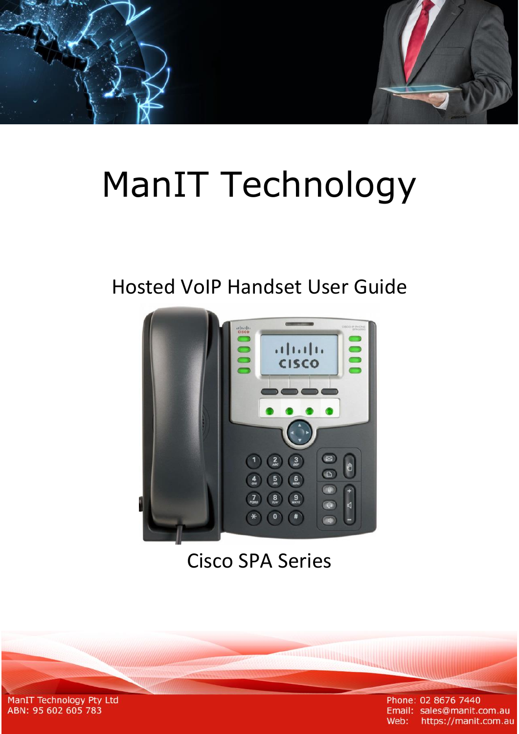# ManIT Technology

## Hosted VoIP Handset User Guide

Cisco SPA Series

ManIT Technology Pty Ltd
ABN: 95 602 605 783

Phone: 02 8676 7440
Email: sales@manit.com.au
Web: https://manit.com.au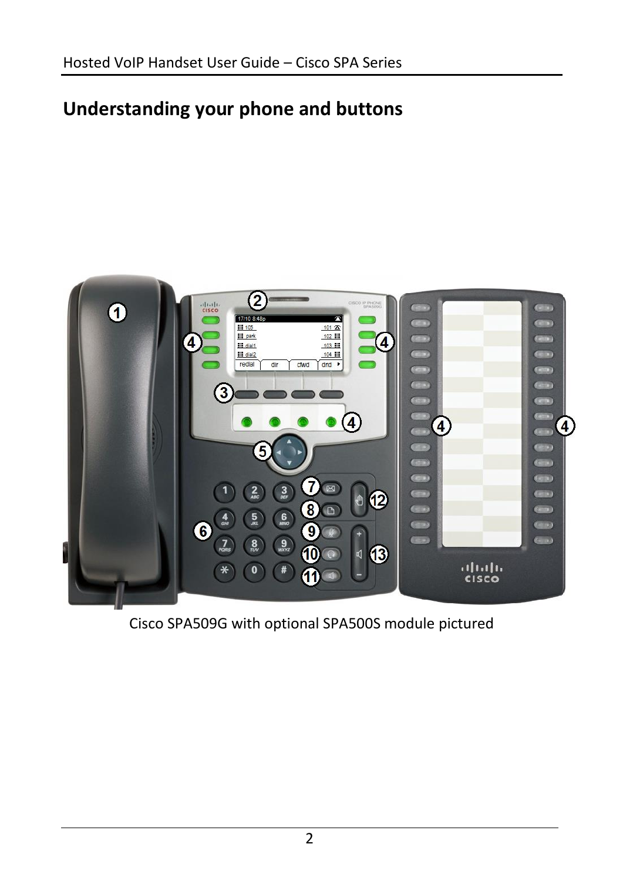# Understanding your phone and buttons

Cisco SPA509G with optional SPA500S module pictured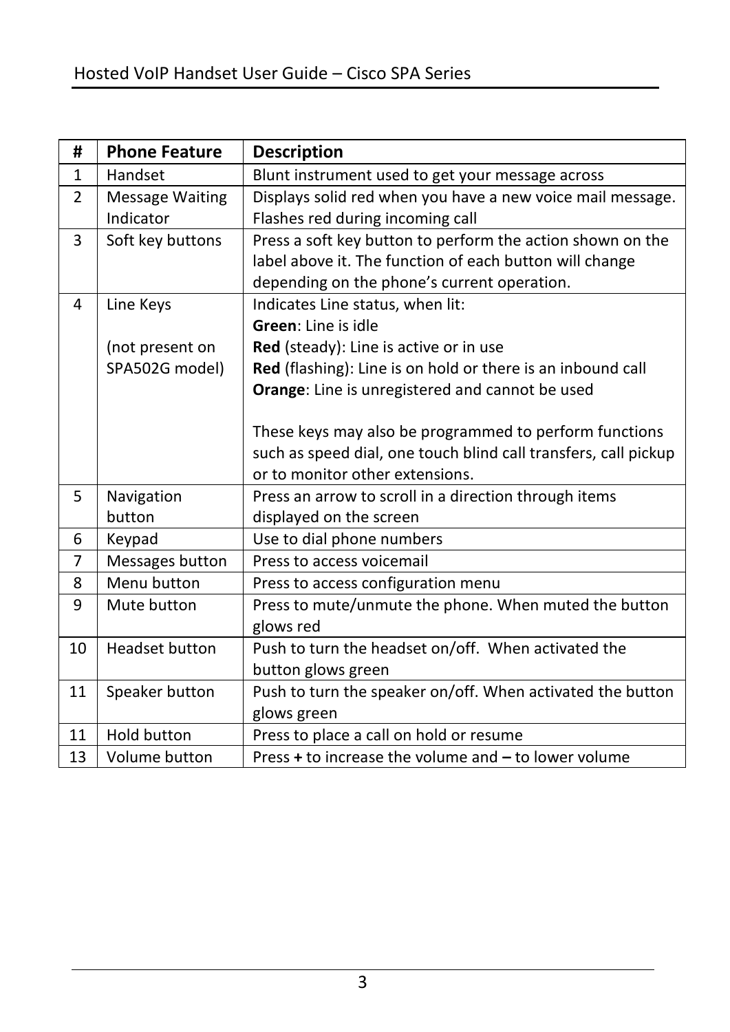| # | Phone Feature | Description |
|---|---|---|
| 1 | Handset | Blunt instrument used to get your message across |
| 2 | Message Waiting Indicator | Displays solid red when you have a new voice mail message. Flashes red during incoming call |
| 3 | Soft key buttons | Press a soft key button to perform the action shown on the label above it. The function of each button will change depending on the phone's current operation. |
| 4 | Line Keys<br><br>(not present on SPA502G model) | Indicates Line status, when lit:<br>**Green**: Line is idle<br>**Red** (steady): Line is active or in use<br>**Red** (flashing): Line is on hold or there is an inbound call<br>**Orange**: Line is unregistered and cannot be used<br><br>These keys may also be programmed to perform functions such as speed dial, one touch blind call transfers, call pickup or to monitor other extensions. |
| 5 | Navigation button | Press an arrow to scroll in a direction through items displayed on the screen |
| 6 | Keypad | Use to dial phone numbers |
| 7 | Messages button | Press to access voicemail |
| 8 | Menu button | Press to access configuration menu |
| 9 | Mute button | Press to mute/unmute the phone. When muted the button glows red |
| 10 | Headset button | Push to turn the headset on/off. When activated the button glows green |
| 11 | Speaker button | Push to turn the speaker on/off. When activated the button glows green |
| 11 | Hold button | Press to place a call on hold or resume |
| 13 | Volume button | Press **+** to increase the volume and **–** to lower volume |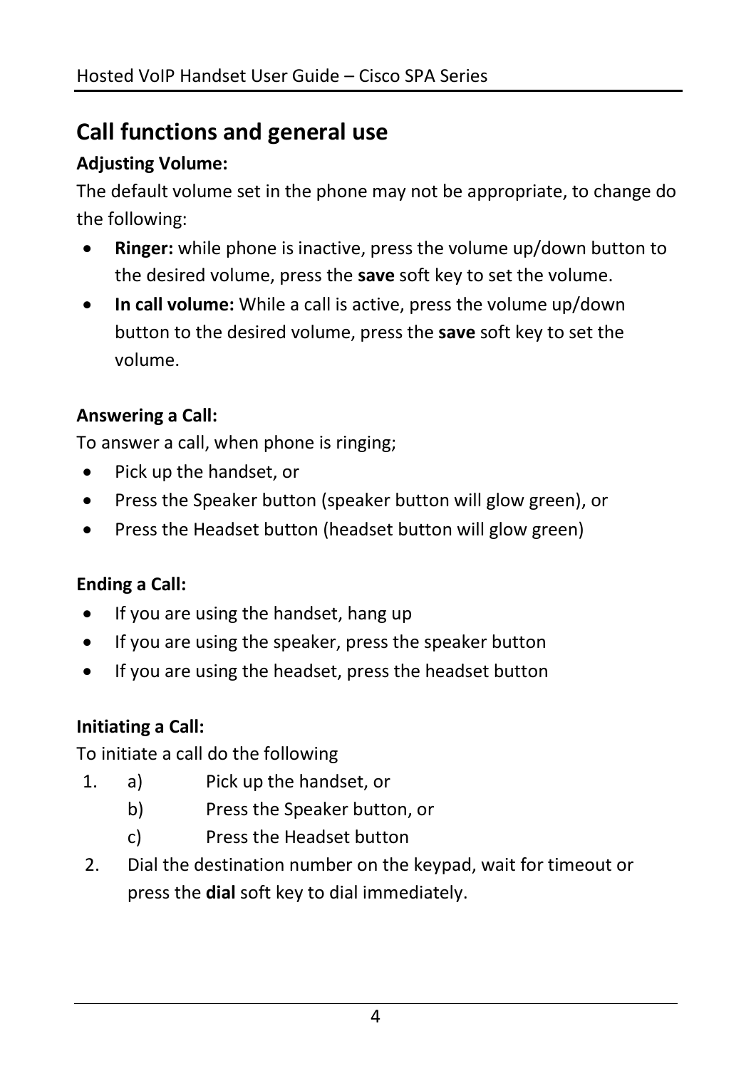## Call functions and general use

### Adjusting Volume:

The default volume set in the phone may not be appropriate, to change do the following:

- **Ringer:** while phone is inactive, press the volume up/down button to the desired volume, press the **save** soft key to set the volume.
- **In call volume:** While a call is active, press the volume up/down button to the desired volume, press the **save** soft key to set the volume.

### Answering a Call:

To answer a call, when phone is ringing;

- Pick up the handset, or
- Press the Speaker button (speaker button will glow green), or
- Press the Headset button (headset button will glow green)

### Ending a Call:

- If you are using the handset, hang up
- If you are using the speaker, press the speaker button
- If you are using the headset, press the headset button

### Initiating a Call:

To initiate a call do the following

1. a) Pick up the handset, or
   b) Press the Speaker button, or
   c) Press the Headset button
2. Dial the destination number on the keypad, wait for timeout or press the **dial** soft key to dial immediately.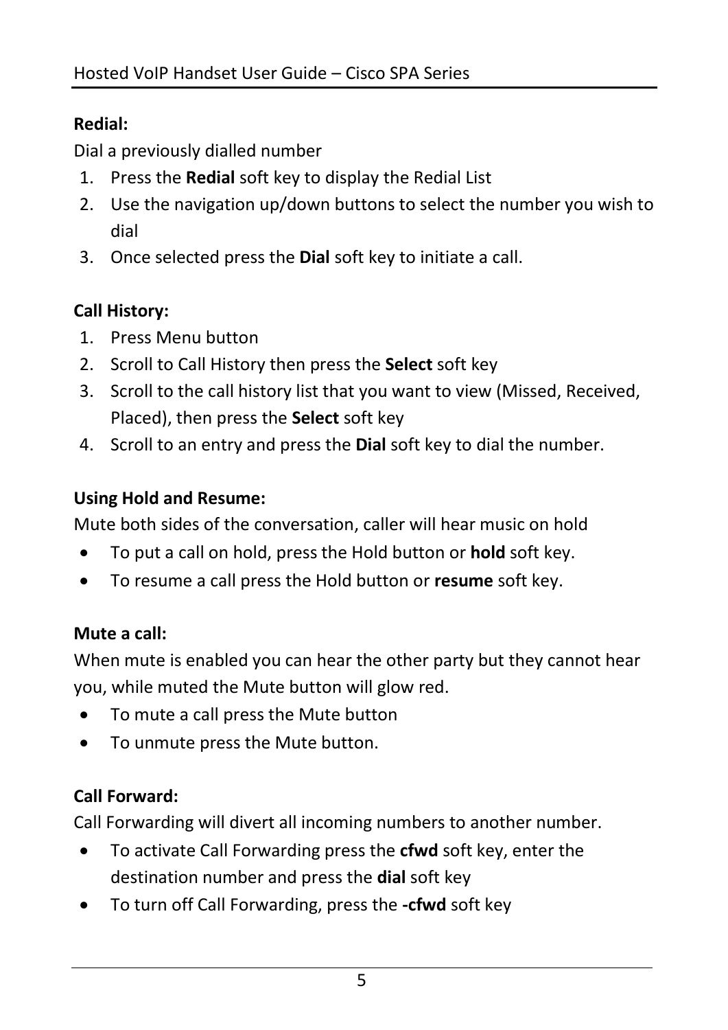**Redial:**

Dial a previously dialled number

1. Press the **Redial** soft key to display the Redial List
2. Use the navigation up/down buttons to select the number you wish to dial
3. Once selected press the **Dial** soft key to initiate a call.

**Call History:**

1. Press Menu button
2. Scroll to Call History then press the **Select** soft key
3. Scroll to the call history list that you want to view (Missed, Received, Placed), then press the **Select** soft key
4. Scroll to an entry and press the **Dial** soft key to dial the number.

**Using Hold and Resume:**

Mute both sides of the conversation, caller will hear music on hold

- To put a call on hold, press the Hold button or **hold** soft key.
- To resume a call press the Hold button or **resume** soft key.

**Mute a call:**

When mute is enabled you can hear the other party but they cannot hear you, while muted the Mute button will glow red.

- To mute a call press the Mute button
- To unmute press the Mute button.

**Call Forward:**

Call Forwarding will divert all incoming numbers to another number.

- To activate Call Forwarding press the **cfwd** soft key, enter the destination number and press the **dial** soft key
- To turn off Call Forwarding, press the **-cfwd** soft key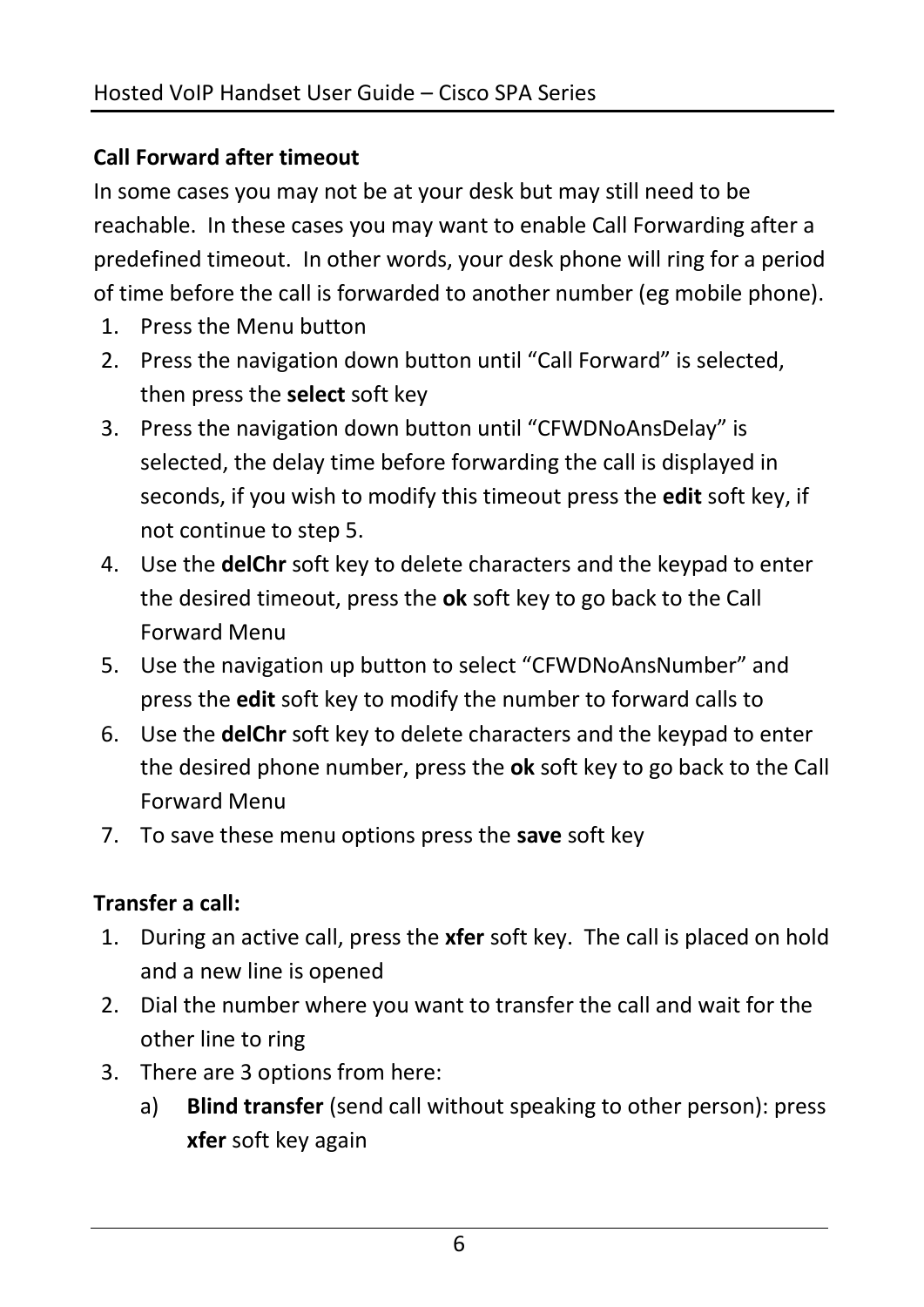**Call Forward after timeout**

In some cases you may not be at your desk but may still need to be reachable. In these cases you may want to enable Call Forwarding after a predefined timeout. In other words, your desk phone will ring for a period of time before the call is forwarded to another number (eg mobile phone).

1. Press the Menu button
2. Press the navigation down button until "Call Forward" is selected, then press the **select** soft key
3. Press the navigation down button until "CFWDNoAnsDelay" is selected, the delay time before forwarding the call is displayed in seconds, if you wish to modify this timeout press the **edit** soft key, if not continue to step 5.
4. Use the **delChr** soft key to delete characters and the keypad to enter the desired timeout, press the **ok** soft key to go back to the Call Forward Menu
5. Use the navigation up button to select "CFWDNoAnsNumber" and press the **edit** soft key to modify the number to forward calls to
6. Use the **delChr** soft key to delete characters and the keypad to enter the desired phone number, press the **ok** soft key to go back to the Call Forward Menu
7. To save these menu options press the **save** soft key

**Transfer a call:**

1. During an active call, press the **xfer** soft key. The call is placed on hold and a new line is opened
2. Dial the number where you want to transfer the call and wait for the other line to ring
3. There are 3 options from here:
   a) **Blind transfer** (send call without speaking to other person): press **xfer** soft key again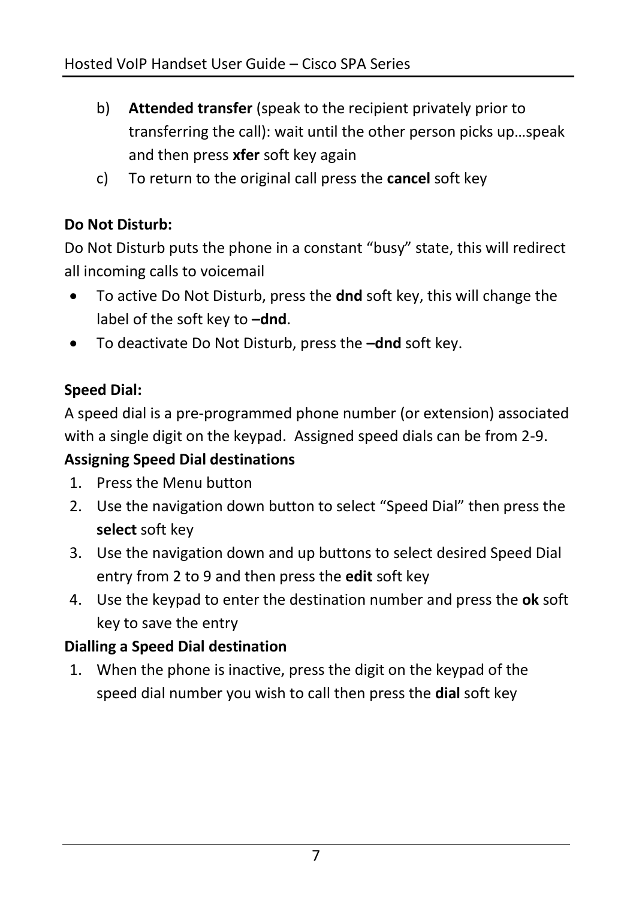b) **Attended transfer** (speak to the recipient privately prior to transferring the call): wait until the other person picks up…speak and then press **xfer** soft key again

c) To return to the original call press the **cancel** soft key

**Do Not Disturb:**

Do Not Disturb puts the phone in a constant "busy" state, this will redirect all incoming calls to voicemail

- To active Do Not Disturb, press the **dnd** soft key, this will change the label of the soft key to **–dnd**.
- To deactivate Do Not Disturb, press the **–dnd** soft key.

**Speed Dial:**

A speed dial is a pre-programmed phone number (or extension) associated with a single digit on the keypad. Assigned speed dials can be from 2-9.

**Assigning Speed Dial destinations**

1. Press the Menu button
2. Use the navigation down button to select "Speed Dial" then press the **select** soft key
3. Use the navigation down and up buttons to select desired Speed Dial entry from 2 to 9 and then press the **edit** soft key
4. Use the keypad to enter the destination number and press the **ok** soft key to save the entry

**Dialling a Speed Dial destination**

1. When the phone is inactive, press the digit on the keypad of the speed dial number you wish to call then press the **dial** soft key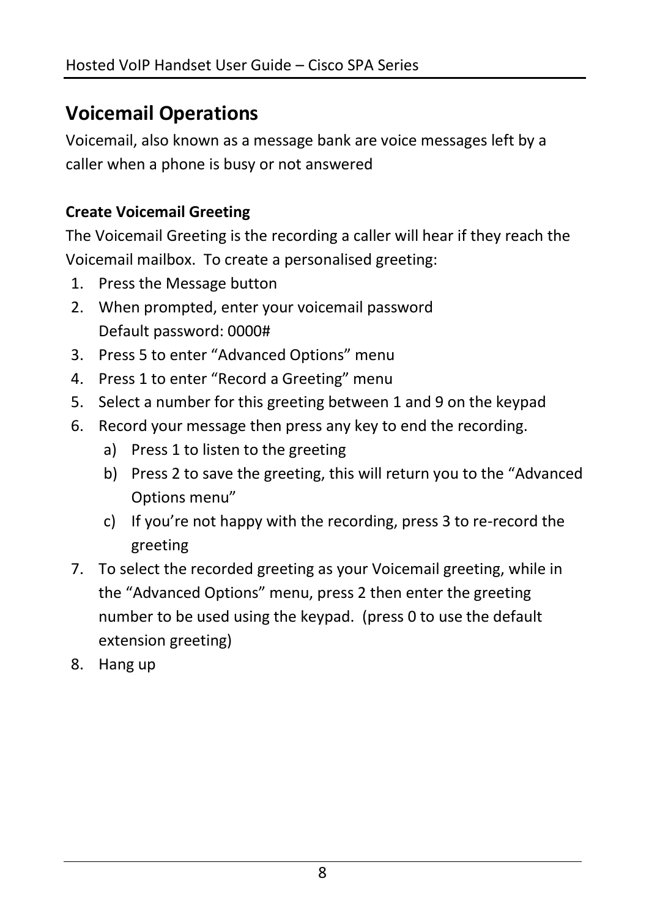## Voicemail Operations

Voicemail, also known as a message bank are voice messages left by a caller when a phone is busy or not answered

**Create Voicemail Greeting**

The Voicemail Greeting is the recording a caller will hear if they reach the Voicemail mailbox. To create a personalised greeting:

1. Press the Message button
2. When prompted, enter your voicemail password
   Default password: 0000#
3. Press 5 to enter “Advanced Options” menu
4. Press 1 to enter “Record a Greeting” menu
5. Select a number for this greeting between 1 and 9 on the keypad
6. Record your message then press any key to end the recording.
   a) Press 1 to listen to the greeting
   b) Press 2 to save the greeting, this will return you to the “Advanced Options menu”
   c) If you’re not happy with the recording, press 3 to re-record the greeting
7. To select the recorded greeting as your Voicemail greeting, while in the “Advanced Options” menu, press 2 then enter the greeting number to be used using the keypad. (press 0 to use the default extension greeting)
8. Hang up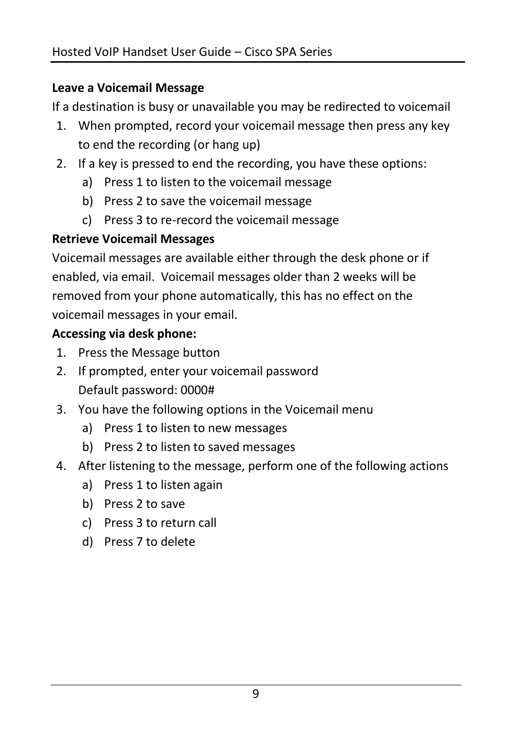**Leave a Voicemail Message**

If a destination is busy or unavailable you may be redirected to voicemail

1. When prompted, record your voicemail message then press any key to end the recording (or hang up)
2. If a key is pressed to end the recording, you have these options:
    a) Press 1 to listen to the voicemail message
    b) Press 2 to save the voicemail message
    c) Press 3 to re-record the voicemail message

**Retrieve Voicemail Messages**

Voicemail messages are available either through the desk phone or if enabled, via email. Voicemail messages older than 2 weeks will be removed from your phone automatically, this has no effect on the voicemail messages in your email.

**Accessing via desk phone:**

1. Press the Message button
2. If prompted, enter your voicemail password
   Default password: 0000#
3. You have the following options in the Voicemail menu
    a) Press 1 to listen to new messages
    b) Press 2 to listen to saved messages
4. After listening to the message, perform one of the following actions
    a) Press 1 to listen again
    b) Press 2 to save
    c) Press 3 to return call
    d) Press 7 to delete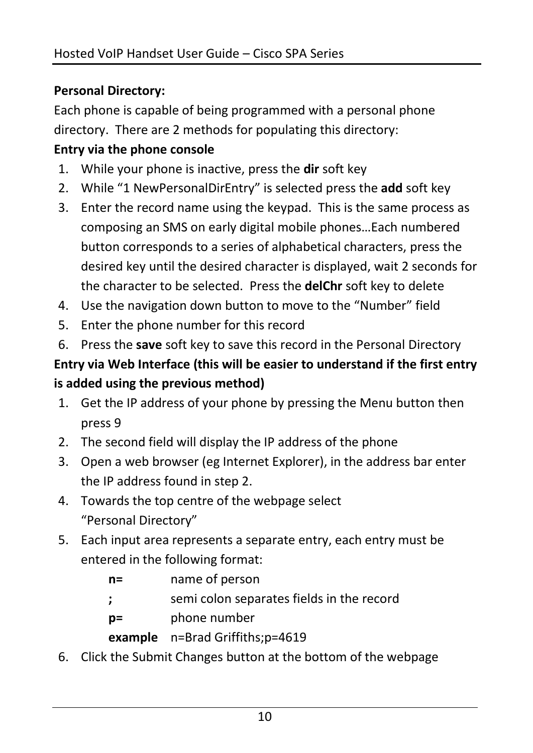**Personal Directory:**

Each phone is capable of being programmed with a personal phone directory. There are 2 methods for populating this directory:

**Entry via the phone console**

1. While your phone is inactive, press the **dir** soft key
2. While "1 NewPersonalDirEntry" is selected press the **add** soft key
3. Enter the record name using the keypad. This is the same process as composing an SMS on early digital mobile phones…Each numbered button corresponds to a series of alphabetical characters, press the desired key until the desired character is displayed, wait 2 seconds for the character to be selected. Press the **delChr** soft key to delete
4. Use the navigation down button to move to the "Number" field
5. Enter the phone number for this record
6. Press the **save** soft key to save this record in the Personal Directory

**Entry via Web Interface (this will be easier to understand if the first entry is added using the previous method)**

1. Get the IP address of your phone by pressing the Menu button then press 9
2. The second field will display the IP address of the phone
3. Open a web browser (eg Internet Explorer), in the address bar enter the IP address found in step 2.
4. Towards the top centre of the webpage select "Personal Directory"
5. Each input area represents a separate entry, each entry must be entered in the following format:

   | | |
   |---|---|
   | **n=** | name of person |
   | **;** | semi colon separates fields in the record |
   | **p=** | phone number |
   | **example** | n=Brad Griffiths;p=4619 |

6. Click the Submit Changes button at the bottom of the webpage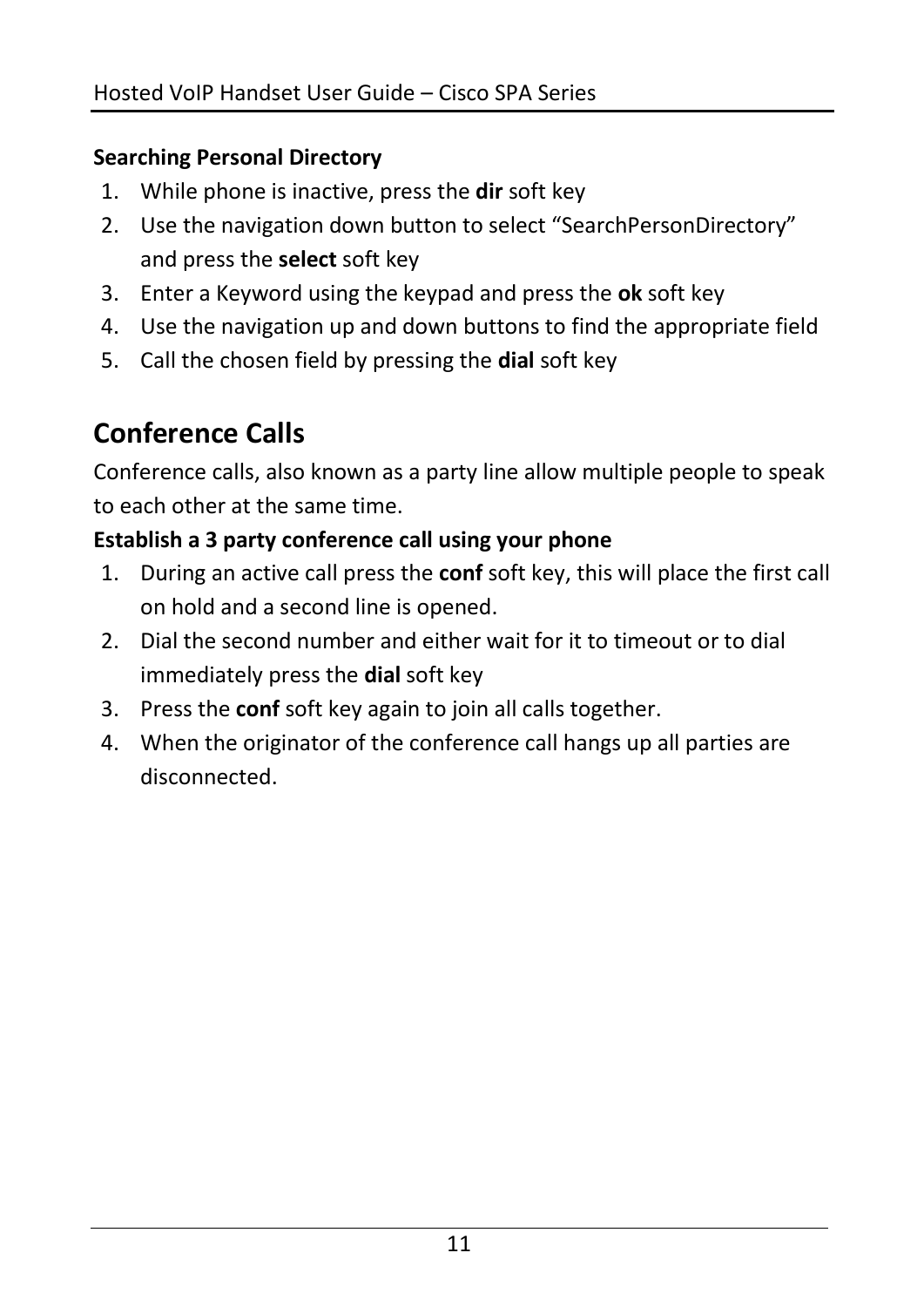**Searching Personal Directory**

1. While phone is inactive, press the **dir** soft key
2. Use the navigation down button to select “SearchPersonDirectory” and press the **select** soft key
3. Enter a Keyword using the keypad and press the **ok** soft key
4. Use the navigation up and down buttons to find the appropriate field
5. Call the chosen field by pressing the **dial** soft key

## Conference Calls

Conference calls, also known as a party line allow multiple people to speak to each other at the same time.

**Establish a 3 party conference call using your phone**

1. During an active call press the **conf** soft key, this will place the first call on hold and a second line is opened.
2. Dial the second number and either wait for it to timeout or to dial immediately press the **dial** soft key
3. Press the **conf** soft key again to join all calls together.
4. When the originator of the conference call hangs up all parties are disconnected.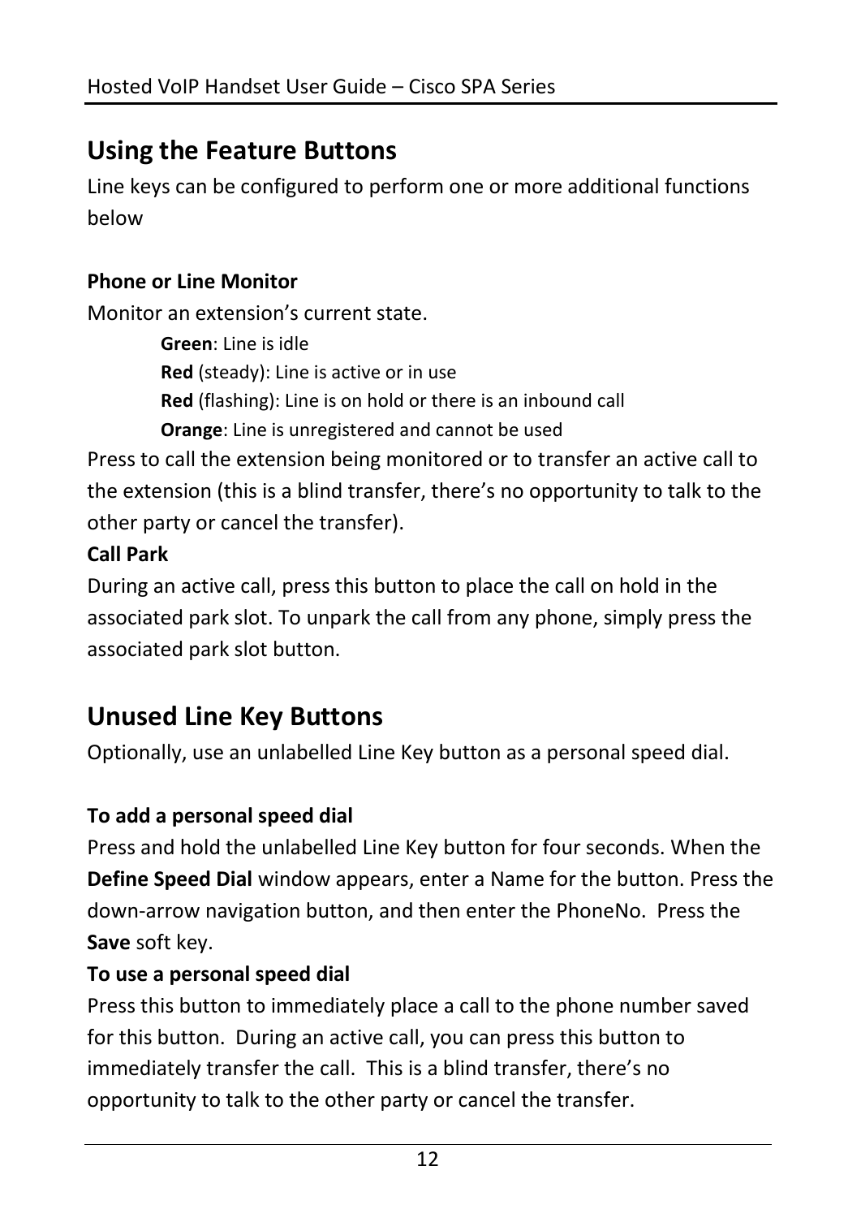## Using the Feature Buttons

Line keys can be configured to perform one or more additional functions below

**Phone or Line Monitor**

Monitor an extension's current state.

- **Green**: Line is idle
- **Red** (steady): Line is active or in use
- **Red** (flashing): Line is on hold or there is an inbound call
- **Orange**: Line is unregistered and cannot be used

Press to call the extension being monitored or to transfer an active call to the extension (this is a blind transfer, there's no opportunity to talk to the other party or cancel the transfer).

**Call Park**

During an active call, press this button to place the call on hold in the associated park slot. To unpark the call from any phone, simply press the associated park slot button.

## Unused Line Key Buttons

Optionally, use an unlabelled Line Key button as a personal speed dial.

**To add a personal speed dial**

Press and hold the unlabelled Line Key button for four seconds. When the **Define Speed Dial** window appears, enter a Name for the button. Press the down-arrow navigation button, and then enter the PhoneNo. Press the **Save** soft key.

**To use a personal speed dial**

Press this button to immediately place a call to the phone number saved for this button. During an active call, you can press this button to immediately transfer the call. This is a blind transfer, there's no opportunity to talk to the other party or cancel the transfer.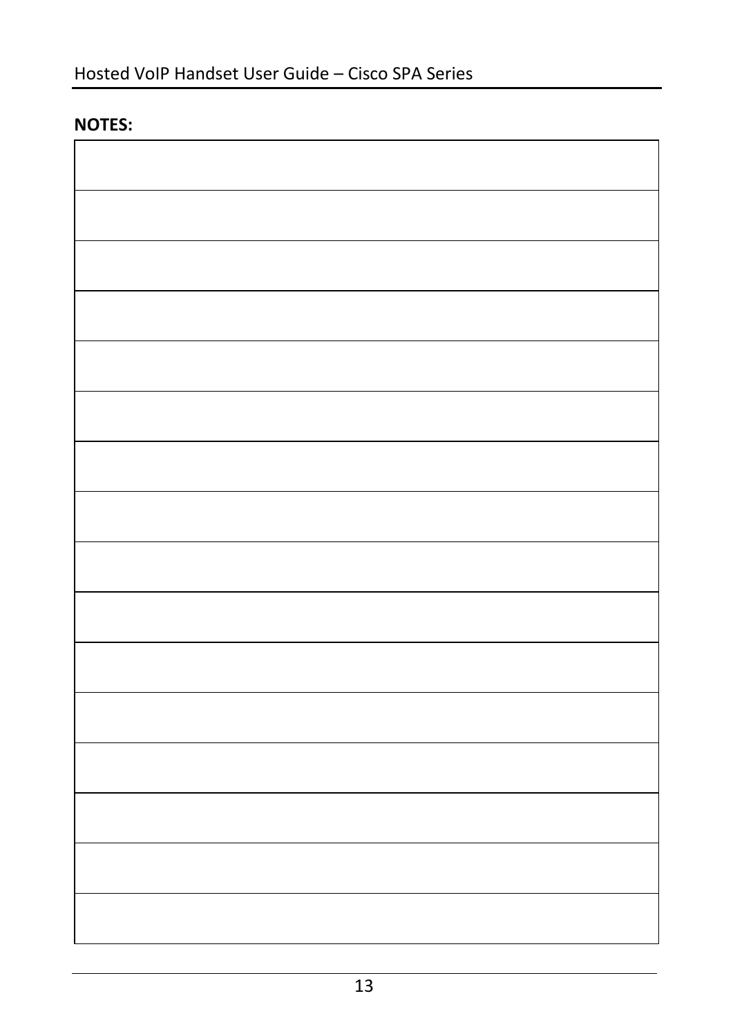**NOTES:**

| |
|---|
| |
| |
| |
| |
| |
| |
| |
| |
| |
| |
| |
| |
| |
| |
| |
| |